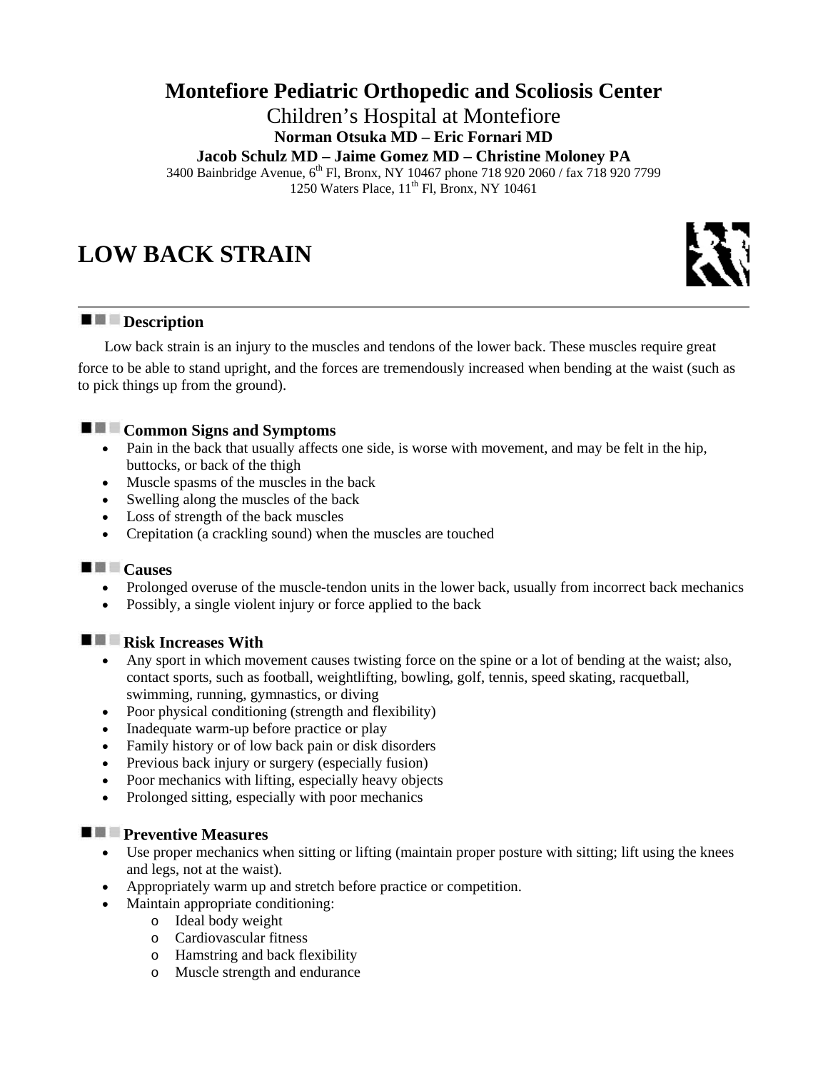# Montefiore Pediatric Orthopedic and Scoliosis Center

Children's Hospital at Montefiore

**Norman Otsuka MD – Eric Fornari MD**

**Jacob Schulz MD – Jaime Gomez MD – Christine Moloney PA**

3400 Bainbridge Avenue, 6th Fl, Bronx, NY 10467 phone 718 920 2060 / fax 718 920 7799

1250 Waters Place, 11th Fl, Bronx, NY 10461

# LOW BACK STRAIN

## Description

Low back strain is an injury to the muscles and tendons of the lower back. These muscles require great force to be able to stand upright, and the forces are tremendously increased when bending at the waist (such as to pick things up from the ground).

## Common Signs and Symptoms

- Pain in the back that usually affects one side, is worse with movement, and may be felt in the hip, buttocks, or back of the thigh
- Muscle spasms of the muscles in the back
- Swelling along the muscles of the back
- Loss of strength of the back muscles
- Crepitation (a crackling sound) when the muscles are touched

## Causes

- Prolonged overuse of the muscle-tendon units in the lower back, usually from incorrect back mechanics
- Possibly, a single violent injury or force applied to the back

## Risk Increases With

- Any sport in which movement causes twisting force on the spine or a lot of bending at the waist; also, contact sports, such as football, weightlifting, bowling, golf, tennis, speed skating, racquetball, swimming, running, gymnastics, or diving
- Poor physical conditioning (strength and flexibility)
- Inadequate warm-up before practice or play
- Family history or of low back pain or disk disorders
- Previous back injury or surgery (especially fusion)
- Poor mechanics with lifting, especially heavy objects
- Prolonged sitting, especially with poor mechanics

## Preventive Measures

- Use proper mechanics when sitting or lifting (maintain proper posture with sitting; lift using the knees and legs, not at the waist).
- Appropriately warm up and stretch before practice or competition.
- Maintain appropriate conditioning:
  - Ideal body weight
  - Cardiovascular fitness
  - Hamstring and back flexibility
  - Muscle strength and endurance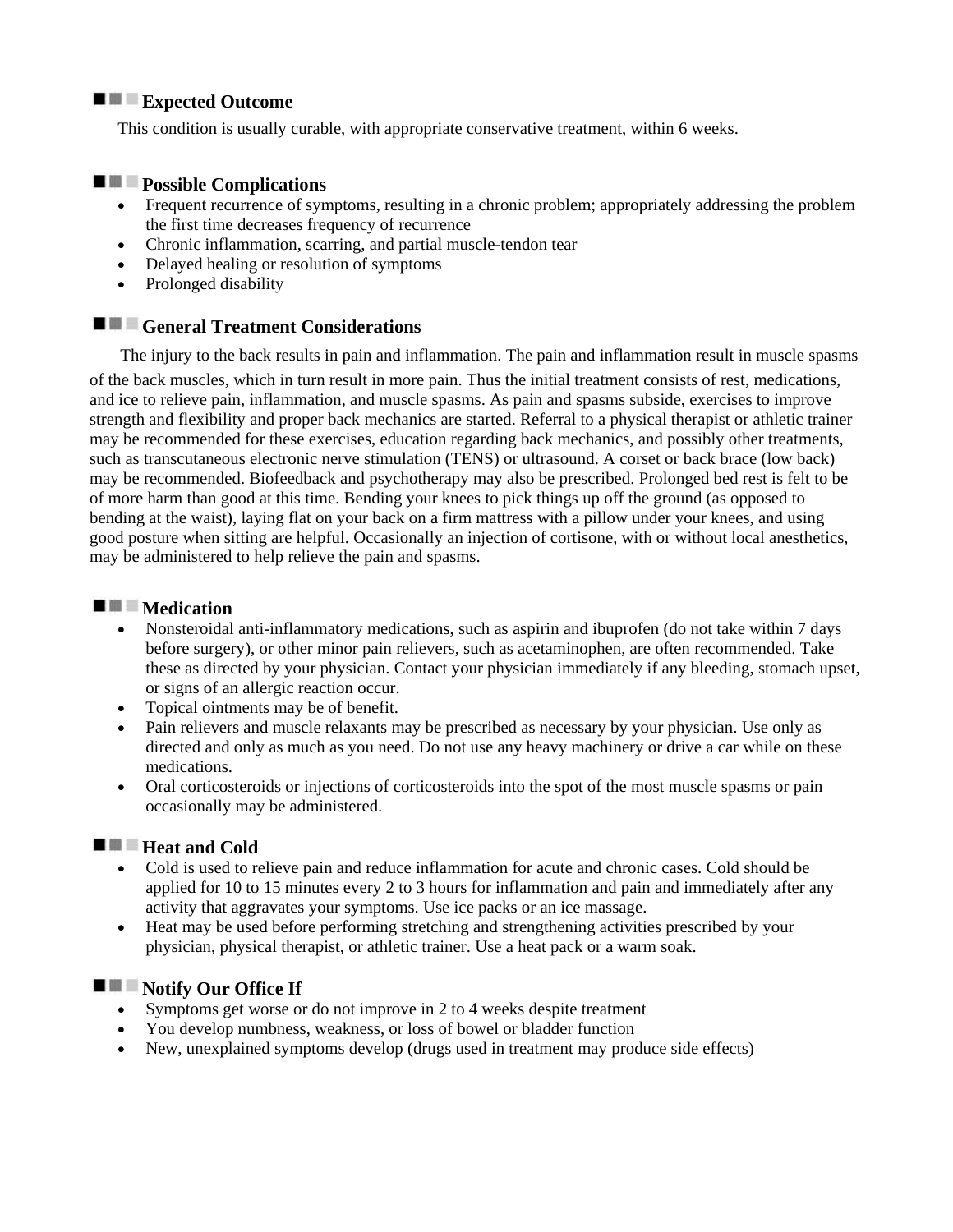## Expected Outcome

This condition is usually curable, with appropriate conservative treatment, within 6 weeks.

## Possible Complications

- Frequent recurrence of symptoms, resulting in a chronic problem; appropriately addressing the problem the first time decreases frequency of recurrence
- Chronic inflammation, scarring, and partial muscle-tendon tear
- Delayed healing or resolution of symptoms
- Prolonged disability

## General Treatment Considerations

The injury to the back results in pain and inflammation. The pain and inflammation result in muscle spasms of the back muscles, which in turn result in more pain. Thus the initial treatment consists of rest, medications, and ice to relieve pain, inflammation, and muscle spasms. As pain and spasms subside, exercises to improve strength and flexibility and proper back mechanics are started. Referral to a physical therapist or athletic trainer may be recommended for these exercises, education regarding back mechanics, and possibly other treatments, such as transcutaneous electronic nerve stimulation (TENS) or ultrasound. A corset or back brace (low back) may be recommended. Biofeedback and psychotherapy may also be prescribed. Prolonged bed rest is felt to be of more harm than good at this time. Bending your knees to pick things up off the ground (as opposed to bending at the waist), laying flat on your back on a firm mattress with a pillow under your knees, and using good posture when sitting are helpful. Occasionally an injection of cortisone, with or without local anesthetics, may be administered to help relieve the pain and spasms.

## Medication

- Nonsteroidal anti-inflammatory medications, such as aspirin and ibuprofen (do not take within 7 days before surgery), or other minor pain relievers, such as acetaminophen, are often recommended. Take these as directed by your physician. Contact your physician immediately if any bleeding, stomach upset, or signs of an allergic reaction occur.
- Topical ointments may be of benefit.
- Pain relievers and muscle relaxants may be prescribed as necessary by your physician. Use only as directed and only as much as you need. Do not use any heavy machinery or drive a car while on these medications.
- Oral corticosteroids or injections of corticosteroids into the spot of the most muscle spasms or pain occasionally may be administered.

## Heat and Cold

- Cold is used to relieve pain and reduce inflammation for acute and chronic cases. Cold should be applied for 10 to 15 minutes every 2 to 3 hours for inflammation and pain and immediately after any activity that aggravates your symptoms. Use ice packs or an ice massage.
- Heat may be used before performing stretching and strengthening activities prescribed by your physician, physical therapist, or athletic trainer. Use a heat pack or a warm soak.

## Notify Our Office If

- Symptoms get worse or do not improve in 2 to 4 weeks despite treatment
- You develop numbness, weakness, or loss of bowel or bladder function
- New, unexplained symptoms develop (drugs used in treatment may produce side effects)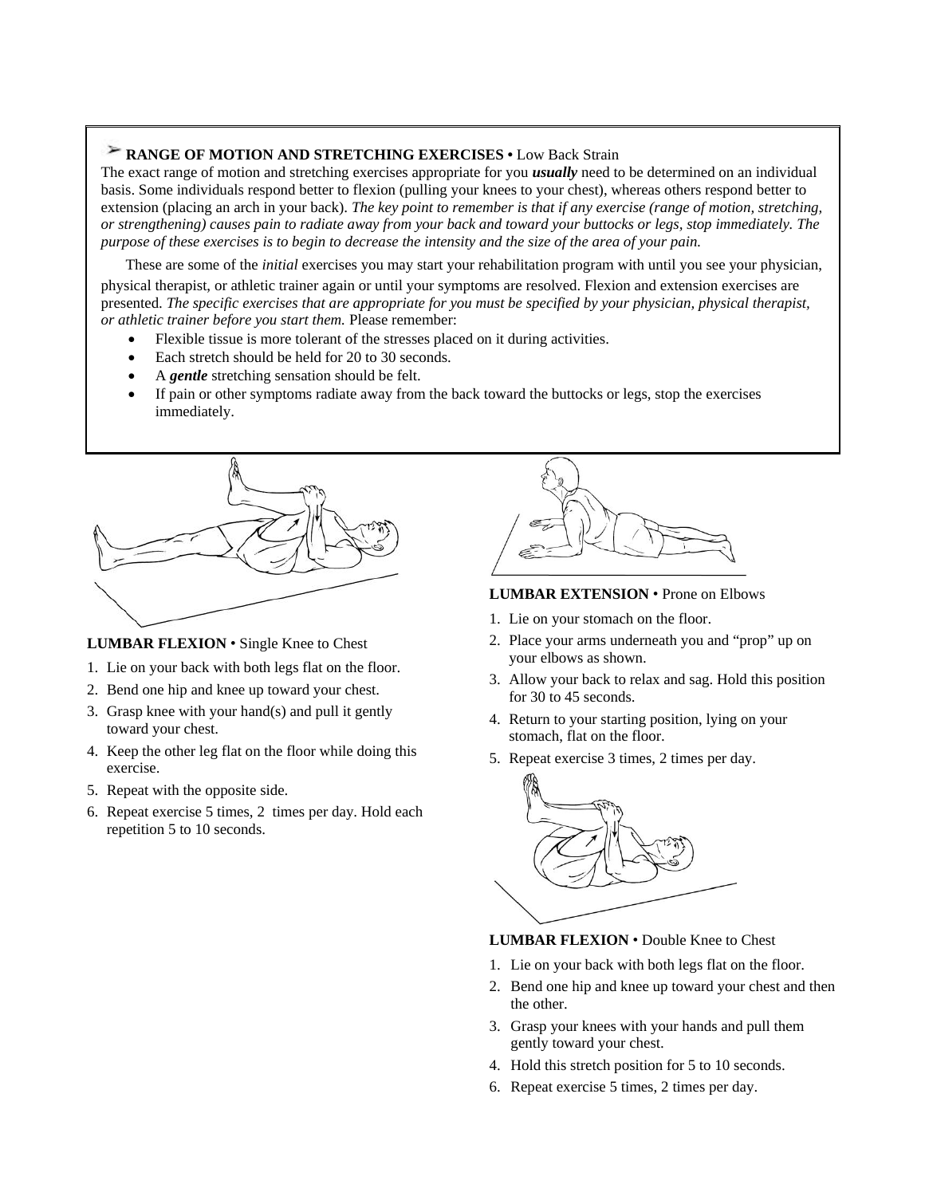## ➢ RANGE OF MOTION AND STRETCHING EXERCISES • Low Back Strain

The exact range of motion and stretching exercises appropriate for you ***usually*** need to be determined on an individual basis. Some individuals respond better to flexion (pulling your knees to your chest), whereas others respond better to extension (placing an arch in your back). *The key point to remember is that if any exercise (range of motion, stretching, or strengthening) causes pain to radiate away from your back and toward your buttocks or legs, stop immediately. The purpose of these exercises is to begin to decrease the intensity and the size of the area of your pain.*

These are some of the *initial* exercises you may start your rehabilitation program with until you see your physician, physical therapist, or athletic trainer again or until your symptoms are resolved. Flexion and extension exercises are presented. *The specific exercises that are appropriate for you must be specified by your physician, physical therapist, or athletic trainer before you start them.* Please remember:

- Flexible tissue is more tolerant of the stresses placed on it during activities.
- Each stretch should be held for 20 to 30 seconds.
- A ***gentle*** stretching sensation should be felt.
- If pain or other symptoms radiate away from the back toward the buttocks or legs, stop the exercises immediately.

**LUMBAR FLEXION** • Single Knee to Chest

1. Lie on your back with both legs flat on the floor.
2. Bend one hip and knee up toward your chest.
3. Grasp knee with your hand(s) and pull it gently toward your chest.
4. Keep the other leg flat on the floor while doing this exercise.
5. Repeat with the opposite side.
6. Repeat exercise 5 times, 2 times per day. Hold each repetition 5 to 10 seconds.

**LUMBAR EXTENSION** • Prone on Elbows

1. Lie on your stomach on the floor.
2. Place your arms underneath you and "prop" up on your elbows as shown.
3. Allow your back to relax and sag. Hold this position for 30 to 45 seconds.
4. Return to your starting position, lying on your stomach, flat on the floor.
5. Repeat exercise 3 times, 2 times per day.

**LUMBAR FLEXION** • Double Knee to Chest

1. Lie on your back with both legs flat on the floor.
2. Bend one hip and knee up toward your chest and then the other.
3. Grasp your knees with your hands and pull them gently toward your chest.
4. Hold this stretch position for 5 to 10 seconds.
6. Repeat exercise 5 times, 2 times per day.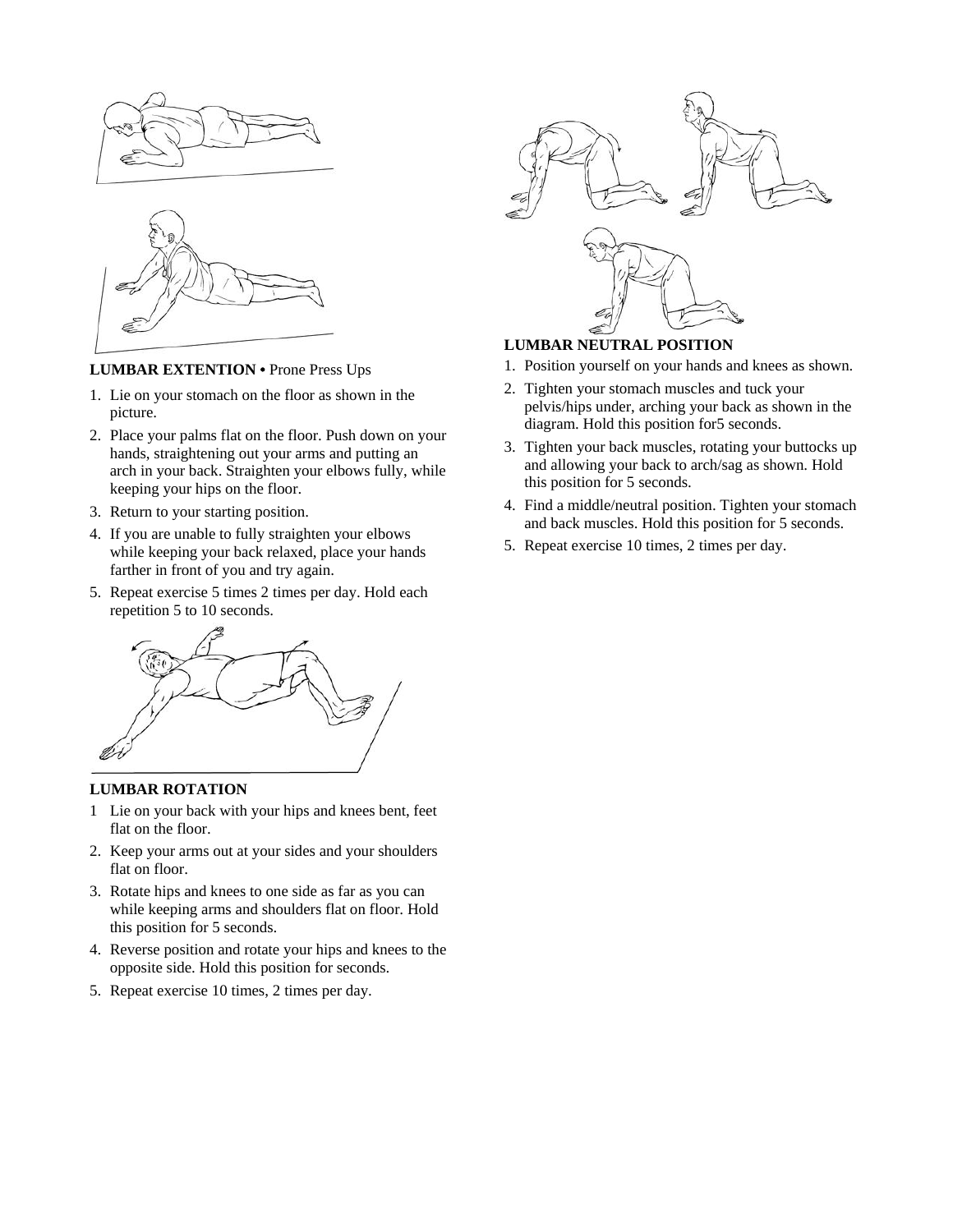**LUMBAR EXTENTION •** Prone Press Ups

1. Lie on your stomach on the floor as shown in the picture.
2. Place your palms flat on the floor. Push down on your hands, straightening out your arms and putting an arch in your back. Straighten your elbows fully, while keeping your hips on the floor.
3. Return to your starting position.
4. If you are unable to fully straighten your elbows while keeping your back relaxed, place your hands farther in front of you and try again.
5. Repeat exercise 5 times 2 times per day. Hold each repetition 5 to 10 seconds.

**LUMBAR ROTATION**

1 Lie on your back with your hips and knees bent, feet flat on the floor.

2. Keep your arms out at your sides and your shoulders flat on floor.
3. Rotate hips and knees to one side as far as you can while keeping arms and shoulders flat on floor. Hold this position for 5 seconds.
4. Reverse position and rotate your hips and knees to the opposite side. Hold this position for seconds.
5. Repeat exercise 10 times, 2 times per day.

**LUMBAR NEUTRAL POSITION**

1. Position yourself on your hands and knees as shown.
2. Tighten your stomach muscles and tuck your pelvis/hips under, arching your back as shown in the diagram. Hold this position for5 seconds.
3. Tighten your back muscles, rotating your buttocks up and allowing your back to arch/sag as shown. Hold this position for 5 seconds.
4. Find a middle/neutral position. Tighten your stomach and back muscles. Hold this position for 5 seconds.
5. Repeat exercise 10 times, 2 times per day.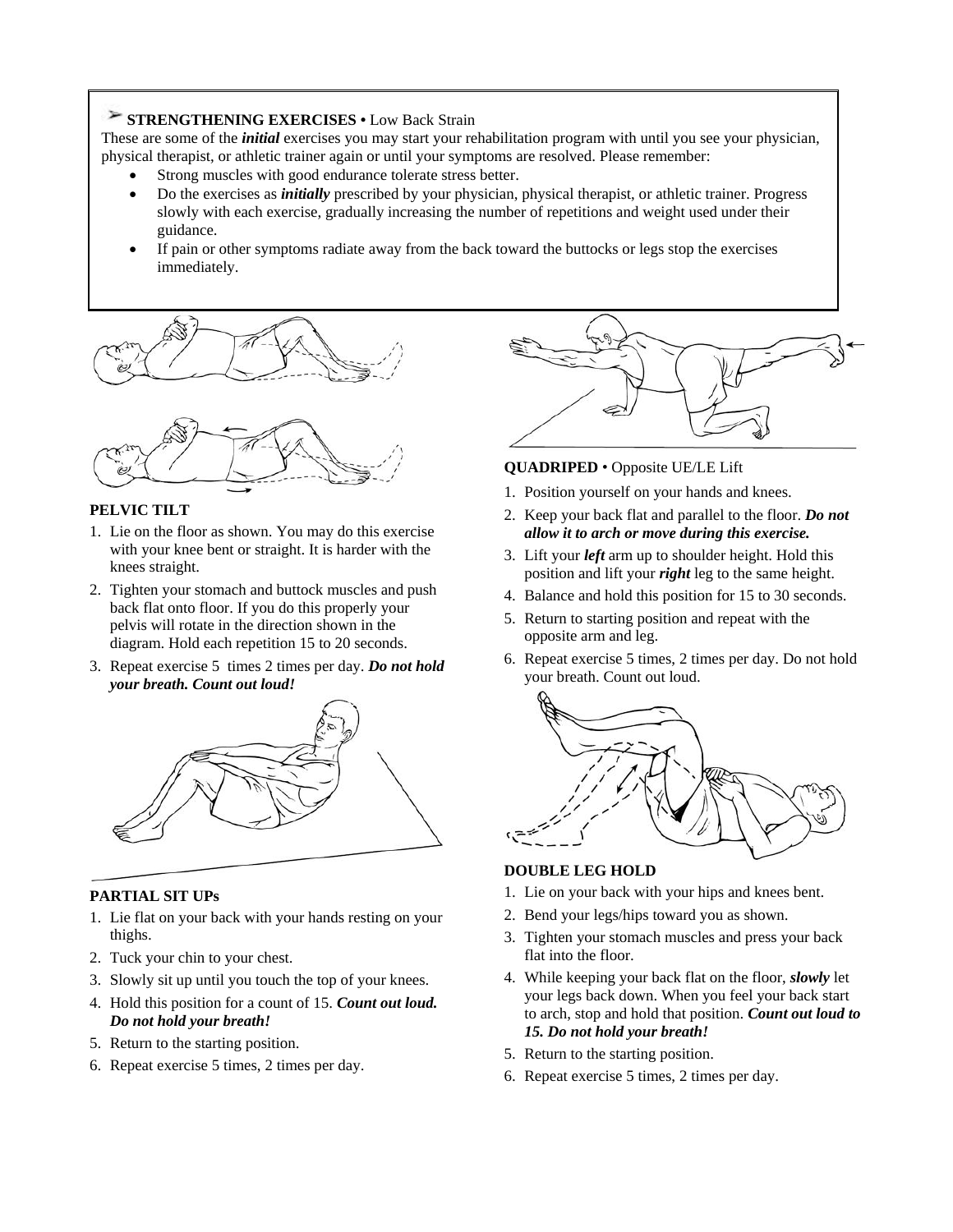**STRENGTHENING EXERCISES** • Low Back Strain

These are some of the ***initial*** exercises you may start your rehabilitation program with until you see your physician, physical therapist, or athletic trainer again or until your symptoms are resolved. Please remember:

- Strong muscles with good endurance tolerate stress better.
- Do the exercises as ***initially*** prescribed by your physician, physical therapist, or athletic trainer. Progress slowly with each exercise, gradually increasing the number of repetitions and weight used under their guidance.
- If pain or other symptoms radiate away from the back toward the buttocks or legs stop the exercises immediately.

**PELVIC TILT**

1. Lie on the floor as shown. You may do this exercise with your knee bent or straight. It is harder with the knees straight.
2. Tighten your stomach and buttock muscles and push back flat onto floor. If you do this properly your pelvis will rotate in the direction shown in the diagram. Hold each repetition 15 to 20 seconds.
3. Repeat exercise 5 times 2 times per day. ***Do not hold your breath. Count out loud!***

**PARTIAL SIT UPs**

1. Lie flat on your back with your hands resting on your thighs.
2. Tuck your chin to your chest.
3. Slowly sit up until you touch the top of your knees.
4. Hold this position for a count of 15. ***Count out loud. Do not hold your breath!***
5. Return to the starting position.
6. Repeat exercise 5 times, 2 times per day.

**QUADRIPED** • Opposite UE/LE Lift

1. Position yourself on your hands and knees.
2. Keep your back flat and parallel to the floor. ***Do not allow it to arch or move during this exercise.***
3. Lift your ***left*** arm up to shoulder height. Hold this position and lift your ***right*** leg to the same height.
4. Balance and hold this position for 15 to 30 seconds.
5. Return to starting position and repeat with the opposite arm and leg.
6. Repeat exercise 5 times, 2 times per day. Do not hold your breath. Count out loud.

**DOUBLE LEG HOLD**

1. Lie on your back with your hips and knees bent.
2. Bend your legs/hips toward you as shown.
3. Tighten your stomach muscles and press your back flat into the floor.
4. While keeping your back flat on the floor, ***slowly*** let your legs back down. When you feel your back start to arch, stop and hold that position. ***Count out loud to 15. Do not hold your breath!***
5. Return to the starting position.
6. Repeat exercise 5 times, 2 times per day.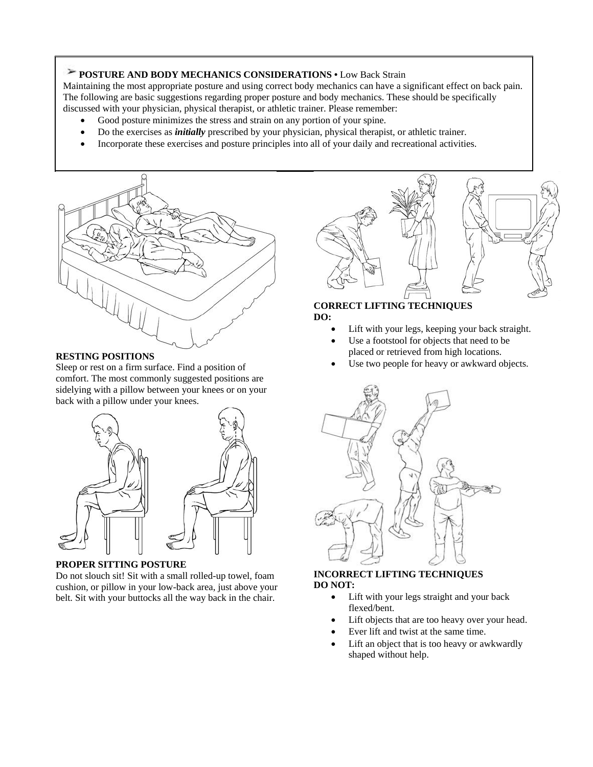## ➢ POSTURE AND BODY MECHANICS CONSIDERATIONS • Low Back Strain

Maintaining the most appropriate posture and using correct body mechanics can have a significant effect on back pain. The following are basic suggestions regarding proper posture and body mechanics. These should be specifically discussed with your physician, physical therapist, or athletic trainer. Please remember:

- Good posture minimizes the stress and strain on any portion of your spine.
- Do the exercises as ***initially*** prescribed by your physician, physical therapist, or athletic trainer.
- Incorporate these exercises and posture principles into all of your daily and recreational activities.

**RESTING POSITIONS**

Sleep or rest on a firm surface. Find a position of comfort. The most commonly suggested positions are sidelying with a pillow between your knees or on your back with a pillow under your knees.

**PROPER SITTING POSTURE**

Do not slouch sit! Sit with a small rolled-up towel, foam cushion, or pillow in your low-back area, just above your belt. Sit with your buttocks all the way back in the chair.

**CORRECT LIFTING TECHNIQUES**

**DO:**

- Lift with your legs, keeping your back straight.
- Use a footstool for objects that need to be placed or retrieved from high locations.
- Use two people for heavy or awkward objects.

**INCORRECT LIFTING TECHNIQUES**

**DO NOT:**

- Lift with your legs straight and your back flexed/bent.
- Lift objects that are too heavy over your head.
- Ever lift and twist at the same time.
- Lift an object that is too heavy or awkwardly shaped without help.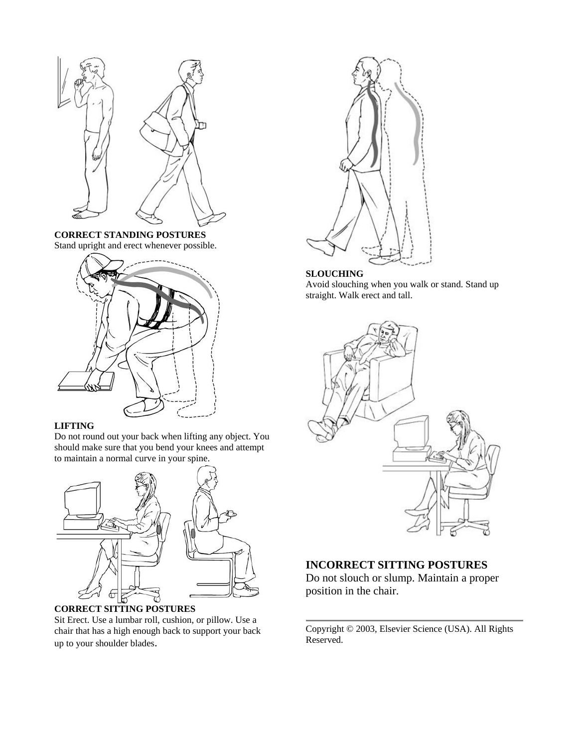**CORRECT STANDING POSTURES**
Stand upright and erect whenever possible.

**LIFTING**
Do not round out your back when lifting any object. You should make sure that you bend your knees and attempt to maintain a normal curve in your spine.

**CORRECT SITTING POSTURES**
Sit Erect. Use a lumbar roll, cushion, or pillow. Use a chair that has a high enough back to support your back up to your shoulder blades.

**SLOUCHING**
Avoid slouching when you walk or stand. Stand up straight. Walk erect and tall.

**INCORRECT SITTING POSTURES**
Do not slouch or slump. Maintain a proper position in the chair.

Copyright © 2003, Elsevier Science (USA). All Rights Reserved.